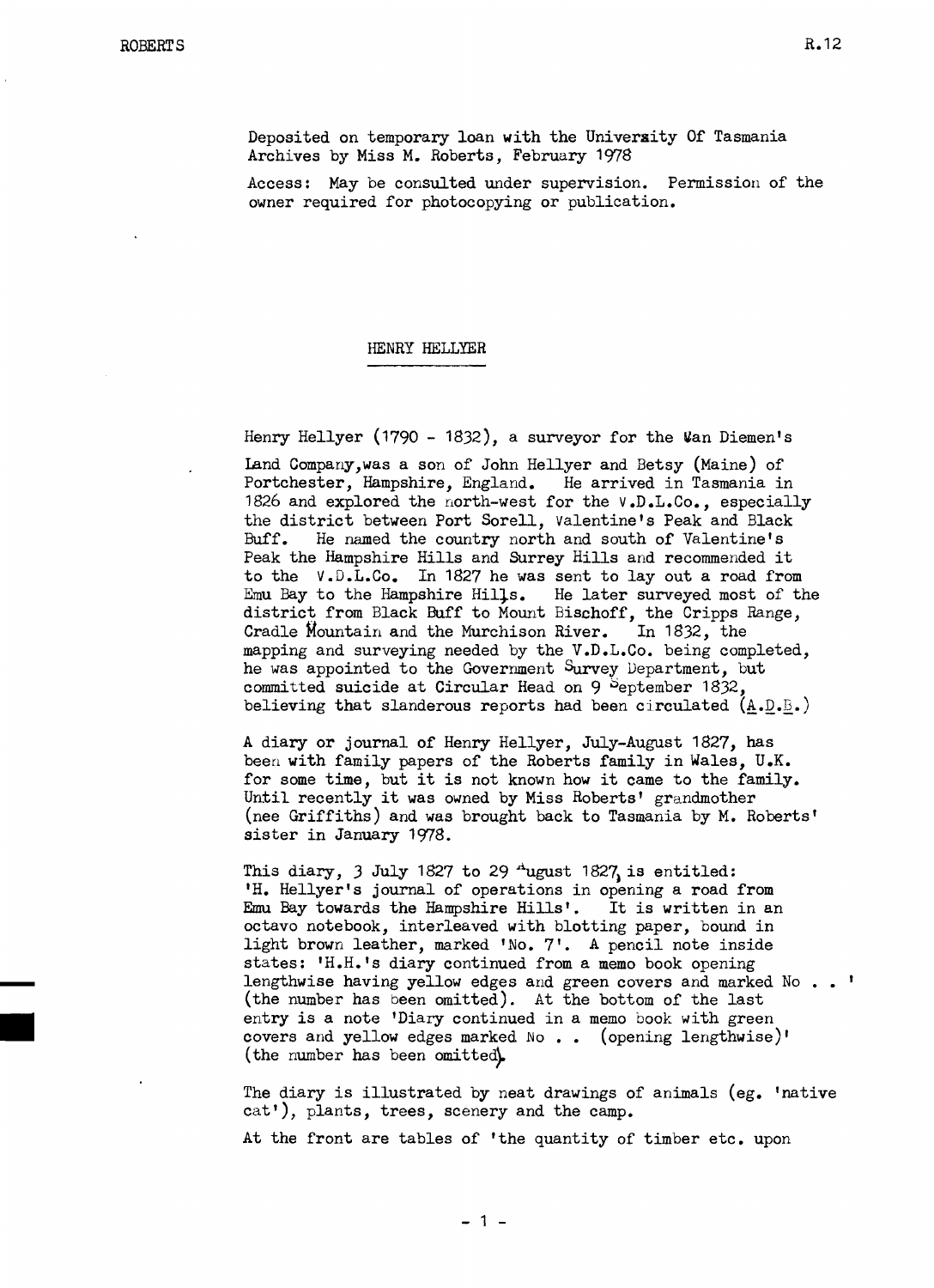Deposited on temporary loan with the University Of Tasmania Archives by Miss M. Roberts, February 1978

Access: May be consulted under supervision. Permission of the owner required for photocopying or publication.

## HENRY HELLYER

Henry Hellyer (1790 - 1832), a surveyor for the Van Diemen's Land Company, was a son of John Hellyer and Betsy (Maine) of Portchester, Hampshire, England. He arrived in Tasmania in 1826 and explored the north-west for the V.D.L.Co., especially the district between Port Sorell, Valentine's Peak and Black Buff. He named the country north and south of Valentine's Peak the Hampshire Hills and Surrey Hills and recommended it to the V.D.L.Co. In 1827 he was sent to lay out a road from Emu Bay to the Hampshire Hills. He later surveyed most of the district from Black Buff to Mount Bischoff, the Cripps Range, Cradle Mountain and the Murchison River. In 1832, the mapping and surveying needed by the V.D.L.Co. being completed, he was appointed to the Government Survey Department, but committed suicide at Circular Head on 9 September 1832, believing that slanderous reports had been circulated (A.D.B.)

A diary or journal of Henry Hellyer, July-August 1827, has been with family papers of the Roberts family in Wales, U.K. for some time, but it is not known how it came to the family. Until recently it was owned by Miss Roberts' grandmother (nee Griffiths) and was brought back to Tasmania by M. Roberts' sister in January 1978.

This diary, 3 July 1827 to 29 August 1827, is entitled: 'H. Hellyer's journal of operations in opening a road from Emu Bay towards the Hampshire Hills'. It is written in an octavo notebook, interleaved with blotting paper, bound in light brown leather, marked 'No. 7'. A pencil note inside states: 'H.H.'s diary continued from a memo book opening lengthwise having yellow edges and green covers and marked No . . ' (the number has been omitted). At the bottom of the last entry is a note 'Diary continued in a memo book with green covers and yellow edges marked No . . (opening lengthwise)' (the number has been omitted).

The diary is illustrated by neat drawings of animals (eg. 'native cat'), plants, trees, scenery and the camp.

At the front are tables of 'the quantity of timber etc. upon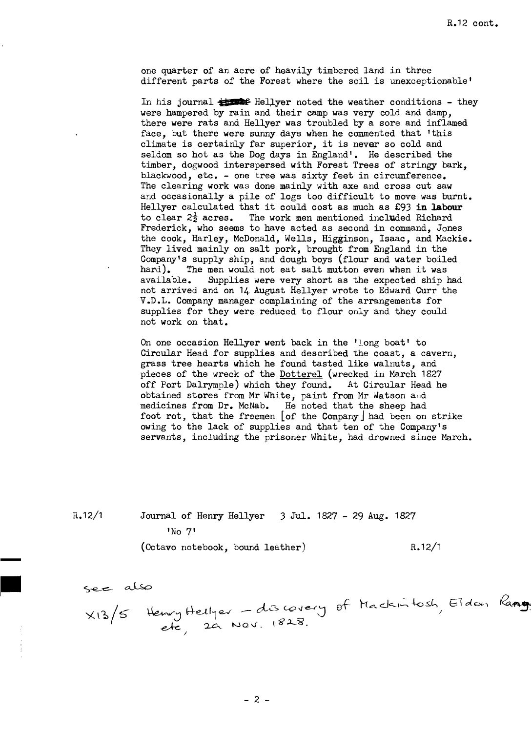one quarter of an acre of heavily timbered land in three different parts of the Forest where the soil is unexceptionable'

In his journal Hellyer noted the weather conditions - they were hampered by rain and their camp was very cold and damp, there were rats and Hellyer was troubled by a sore and inflamed face, but there were sunny days when he commented that 'this climate is certainly far superior, it is never so cold and seldom so hot as the Dog days in England'. He described the timber, dogwood interspersed with Forest Trees of stringy bark, blackwood, etc. - one tree was sixty feet in circumference. The clearing work was done mainly with axe and cross cut saw and occasionally a pile of logs too difficult to move was burnt. Hellyer calculated that it could cost as much as £93 in labour to clear 2½ acres. The work men mentioned included Richard Frederick, who seems to have acted as second in command, Jones the cook, Harley, McDonald, Wells, Higginson, Isaac, and Mackie. They lived mainly on salt pork, brought from England in the Company's supply ship, and dough boys (flour and water boiled hard). The men would not eat salt mutton even when it was available. Supplies were very short as the expected ship had not arrived and on 14 August Hellyer wrote to Edward Curr the V.D.L. Company manager complaining of the arrangements for supplies for they were reduced to flour only and they could not work on that.

On one occasion Hellyer went back in the 'long boat' to Circular Head for supplies and described the coast, a cavern, grass tree hearts which he found tasted like walnuts, and pieces of the wreck of the Dotterel (wrecked in March 1827 off Port Dalrymple) which they found. At Circular Head he obtained stores from Mr White, paint from Mr Watson and medicines from Dr. McNab. He noted that the sheep had foot rot, that the freemen [of the Company] had been on strike owing to the lack of supplies and that ten of the Company's servants, including the prisoner White, had drowned since March.

R.12/1 Journal of Henry Hellyer 3 Jul. 1827 - 29 Aug. 1827
'No 7'
(Octavo notebook, bound leather) R.12/1

see also
X13/5 Henry Hellyer - discovery of Mackintosh, Eldon Range etc, 2a Nov. 1828.